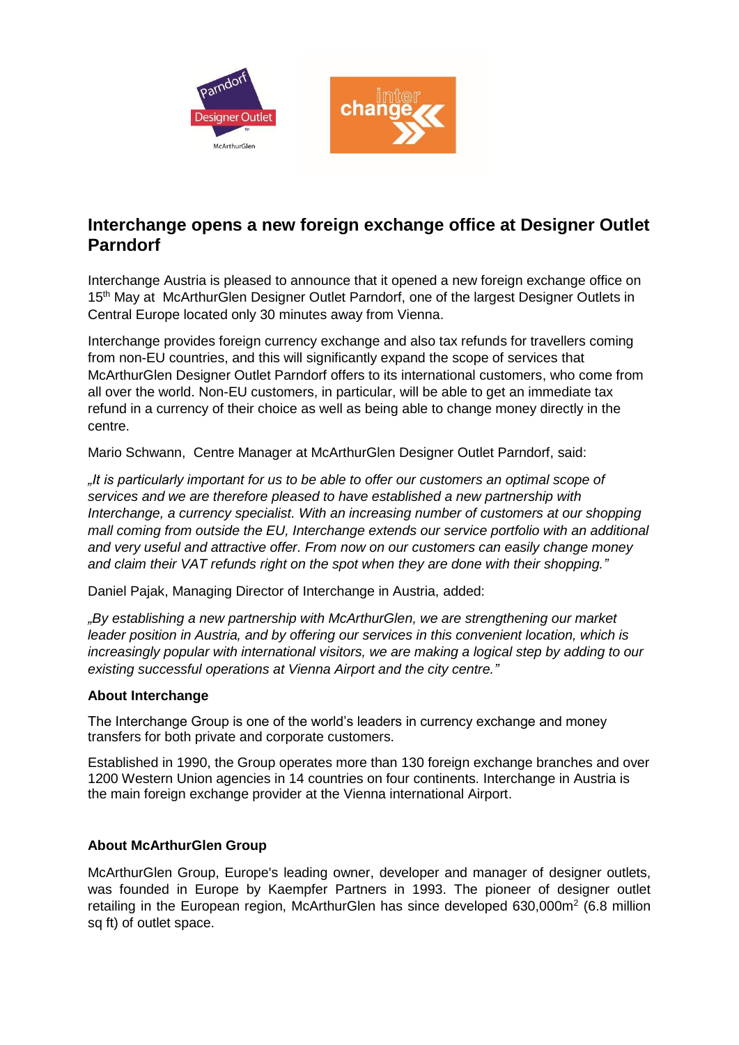# Interchange opens a new foreign exchange office at Designer Outlet Parndorf

Interchange Austria is pleased to announce that it opened a new foreign exchange office on 15th May at McArthurGlen Designer Outlet Parndorf, one of the largest Designer Outlets in Central Europe located only 30 minutes away from Vienna.

Interchange provides foreign currency exchange and also tax refunds for travellers coming from non-EU countries, and this will significantly expand the scope of services that McArthurGlen Designer Outlet Parndorf offers to its international customers, who come from all over the world. Non-EU customers, in particular, will be able to get an immediate tax refund in a currency of their choice as well as being able to change money directly in the centre.

Mario Schwann, Centre Manager at McArthurGlen Designer Outlet Parndorf, said:

*„It is particularly important for us to be able to offer our customers an optimal scope of services and we are therefore pleased to have established a new partnership with Interchange, a currency specialist. With an increasing number of customers at our shopping mall coming from outside the EU, Interchange extends our service portfolio with an additional and very useful and attractive offer. From now on our customers can easily change money and claim their VAT refunds right on the spot when they are done with their shopping."*

Daniel Pajak, Managing Director of Interchange in Austria, added:

*„By establishing a new partnership with McArthurGlen, we are strengthening our market leader position in Austria, and by offering our services in this convenient location, which is increasingly popular with international visitors, we are making a logical step by adding to our existing successful operations at Vienna Airport and the city centre."*

**About Interchange**

The Interchange Group is one of the world's leaders in currency exchange and money transfers for both private and corporate customers.

Established in 1990, the Group operates more than 130 foreign exchange branches and over 1200 Western Union agencies in 14 countries on four continents. Interchange in Austria is the main foreign exchange provider at the Vienna international Airport.

**About McArthurGlen Group**

McArthurGlen Group, Europe's leading owner, developer and manager of designer outlets, was founded in Europe by Kaempfer Partners in 1993. The pioneer of designer outlet retailing in the European region, McArthurGlen has since developed 630,000m$^2$ (6.8 million sq ft) of outlet space.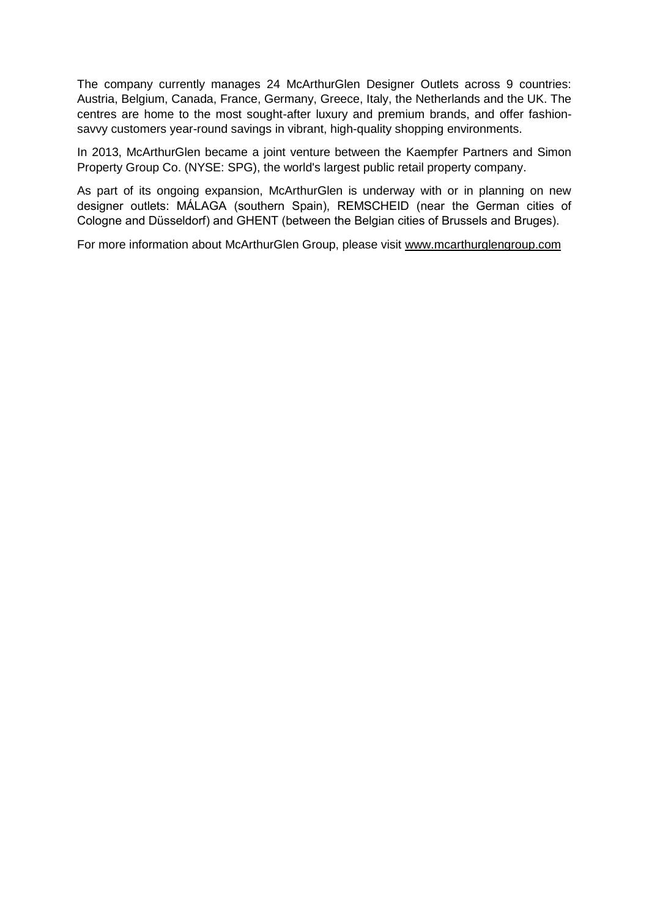The company currently manages 24 McArthurGlen Designer Outlets across 9 countries: Austria, Belgium, Canada, France, Germany, Greece, Italy, the Netherlands and the UK. The centres are home to the most sought-after luxury and premium brands, and offer fashion-savvy customers year-round savings in vibrant, high-quality shopping environments.

In 2013, McArthurGlen became a joint venture between the Kaempfer Partners and Simon Property Group Co. (NYSE: SPG), the world's largest public retail property company.

As part of its ongoing expansion, McArthurGlen is underway with or in planning on new designer outlets: MÁLAGA (southern Spain), REMSCHEID (near the German cities of Cologne and Düsseldorf) and GHENT (between the Belgian cities of Brussels and Bruges).

For more information about McArthurGlen Group, please visit www.mcarthurglengroup.com